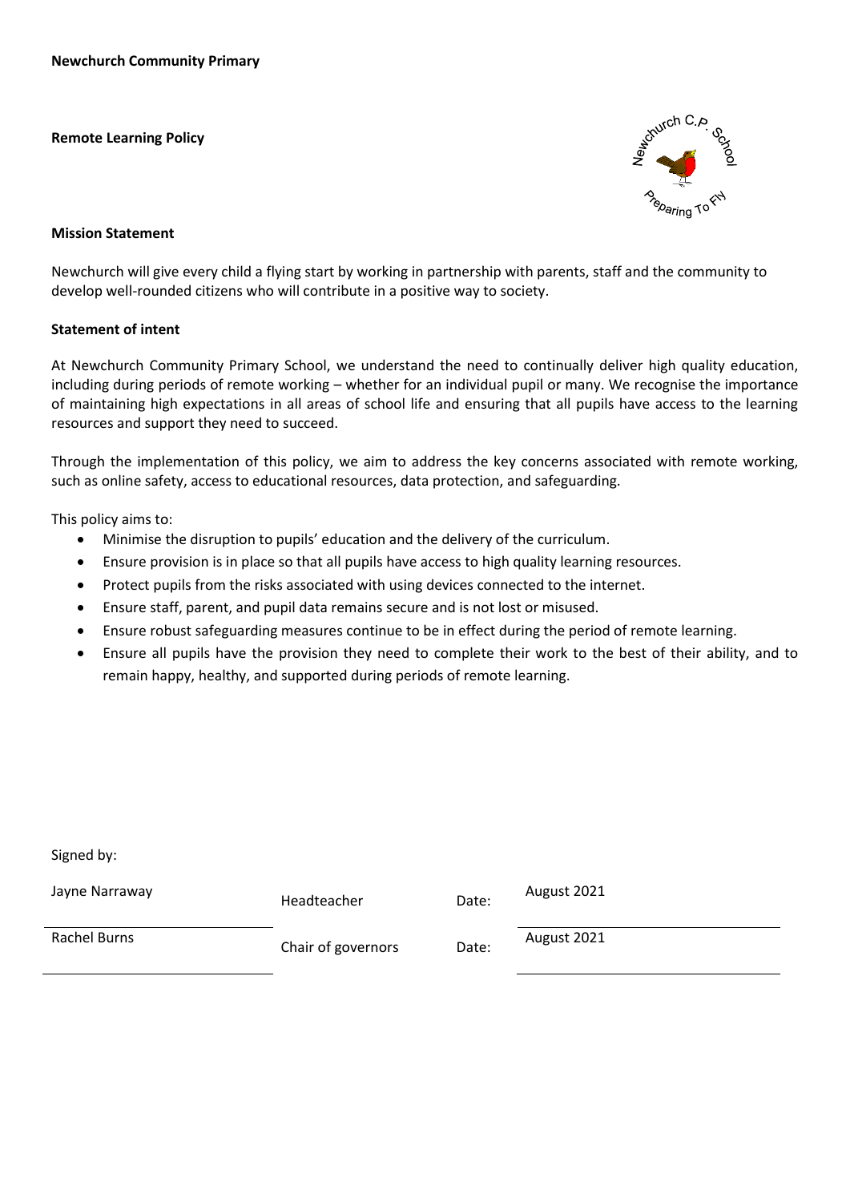**Newchurch Community Primary**

**Remote Learning Policy**

**Mission Statement**

Newchurch will give every child a flying start by working in partnership with parents, staff and the community to develop well-rounded citizens who will contribute in a positive way to society.

**Statement of intent**

At Newchurch Community Primary School, we understand the need to continually deliver high quality education, including during periods of remote working – whether for an individual pupil or many. We recognise the importance of maintaining high expectations in all areas of school life and ensuring that all pupils have access to the learning resources and support they need to succeed.

Through the implementation of this policy, we aim to address the key concerns associated with remote working, such as online safety, access to educational resources, data protection, and safeguarding.

This policy aims to:

- Minimise the disruption to pupils' education and the delivery of the curriculum.
- Ensure provision is in place so that all pupils have access to high quality learning resources.
- Protect pupils from the risks associated with using devices connected to the internet.
- Ensure staff, parent, and pupil data remains secure and is not lost or misused.
- Ensure robust safeguarding measures continue to be in effect during the period of remote learning.
- Ensure all pupils have the provision they need to complete their work to the best of their ability, and to remain happy, healthy, and supported during periods of remote learning.

Signed by:

| | | | |
|---|---|---|---|
| Jayne Narraway | Headteacher | Date: | August 2021 |
| Rachel Burns | Chair of governors | Date: | August 2021 |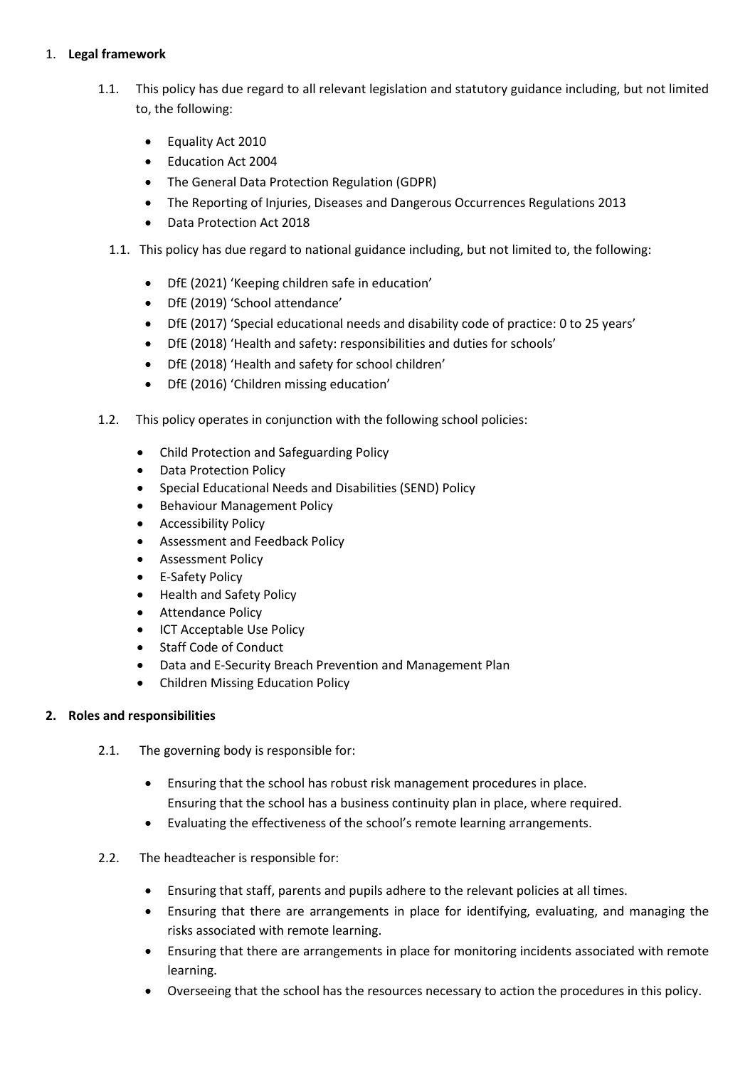1. **Legal framework**

   1.1. This policy has due regard to all relevant legislation and statutory guidance including, but not limited to, the following:

   - Equality Act 2010
   - Education Act 2004
   - The General Data Protection Regulation (GDPR)
   - The Reporting of Injuries, Diseases and Dangerous Occurrences Regulations 2013
   - Data Protection Act 2018

   1.1. This policy has due regard to national guidance including, but not limited to, the following:

   - DfE (2021) 'Keeping children safe in education'
   - DfE (2019) 'School attendance'
   - DfE (2017) 'Special educational needs and disability code of practice: 0 to 25 years'
   - DfE (2018) 'Health and safety: responsibilities and duties for schools'
   - DfE (2018) 'Health and safety for school children'
   - DfE (2016) 'Children missing education'

   1.2. This policy operates in conjunction with the following school policies:

   - Child Protection and Safeguarding Policy
   - Data Protection Policy
   - Special Educational Needs and Disabilities (SEND) Policy
   - Behaviour Management Policy
   - Accessibility Policy
   - Assessment and Feedback Policy
   - Assessment Policy
   - E-Safety Policy
   - Health and Safety Policy
   - Attendance Policy
   - ICT Acceptable Use Policy
   - Staff Code of Conduct
   - Data and E-Security Breach Prevention and Management Plan
   - Children Missing Education Policy

2. **Roles and responsibilities**

   2.1. The governing body is responsible for:

   - Ensuring that the school has robust risk management procedures in place. Ensuring that the school has a business continuity plan in place, where required.
   - Evaluating the effectiveness of the school's remote learning arrangements.

   2.2. The headteacher is responsible for:

   - Ensuring that staff, parents and pupils adhere to the relevant policies at all times.
   - Ensuring that there are arrangements in place for identifying, evaluating, and managing the risks associated with remote learning.
   - Ensuring that there are arrangements in place for monitoring incidents associated with remote learning.
   - Overseeing that the school has the resources necessary to action the procedures in this policy.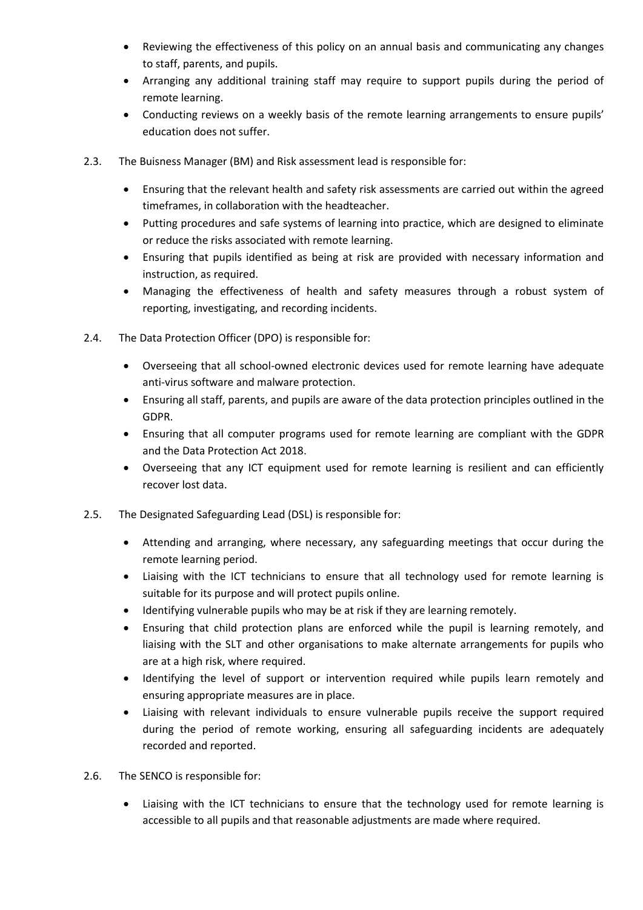- Reviewing the effectiveness of this policy on an annual basis and communicating any changes to staff, parents, and pupils.
- Arranging any additional training staff may require to support pupils during the period of remote learning.
- Conducting reviews on a weekly basis of the remote learning arrangements to ensure pupils' education does not suffer.

2.3. The Buisness Manager (BM) and Risk assessment lead is responsible for:

- Ensuring that the relevant health and safety risk assessments are carried out within the agreed timeframes, in collaboration with the headteacher.
- Putting procedures and safe systems of learning into practice, which are designed to eliminate or reduce the risks associated with remote learning.
- Ensuring that pupils identified as being at risk are provided with necessary information and instruction, as required.
- Managing the effectiveness of health and safety measures through a robust system of reporting, investigating, and recording incidents.

2.4. The Data Protection Officer (DPO) is responsible for:

- Overseeing that all school-owned electronic devices used for remote learning have adequate anti-virus software and malware protection.
- Ensuring all staff, parents, and pupils are aware of the data protection principles outlined in the GDPR.
- Ensuring that all computer programs used for remote learning are compliant with the GDPR and the Data Protection Act 2018.
- Overseeing that any ICT equipment used for remote learning is resilient and can efficiently recover lost data.

2.5. The Designated Safeguarding Lead (DSL) is responsible for:

- Attending and arranging, where necessary, any safeguarding meetings that occur during the remote learning period.
- Liaising with the ICT technicians to ensure that all technology used for remote learning is suitable for its purpose and will protect pupils online.
- Identifying vulnerable pupils who may be at risk if they are learning remotely.
- Ensuring that child protection plans are enforced while the pupil is learning remotely, and liaising with the SLT and other organisations to make alternate arrangements for pupils who are at a high risk, where required.
- Identifying the level of support or intervention required while pupils learn remotely and ensuring appropriate measures are in place.
- Liaising with relevant individuals to ensure vulnerable pupils receive the support required during the period of remote working, ensuring all safeguarding incidents are adequately recorded and reported.

2.6. The SENCO is responsible for:

- Liaising with the ICT technicians to ensure that the technology used for remote learning is accessible to all pupils and that reasonable adjustments are made where required.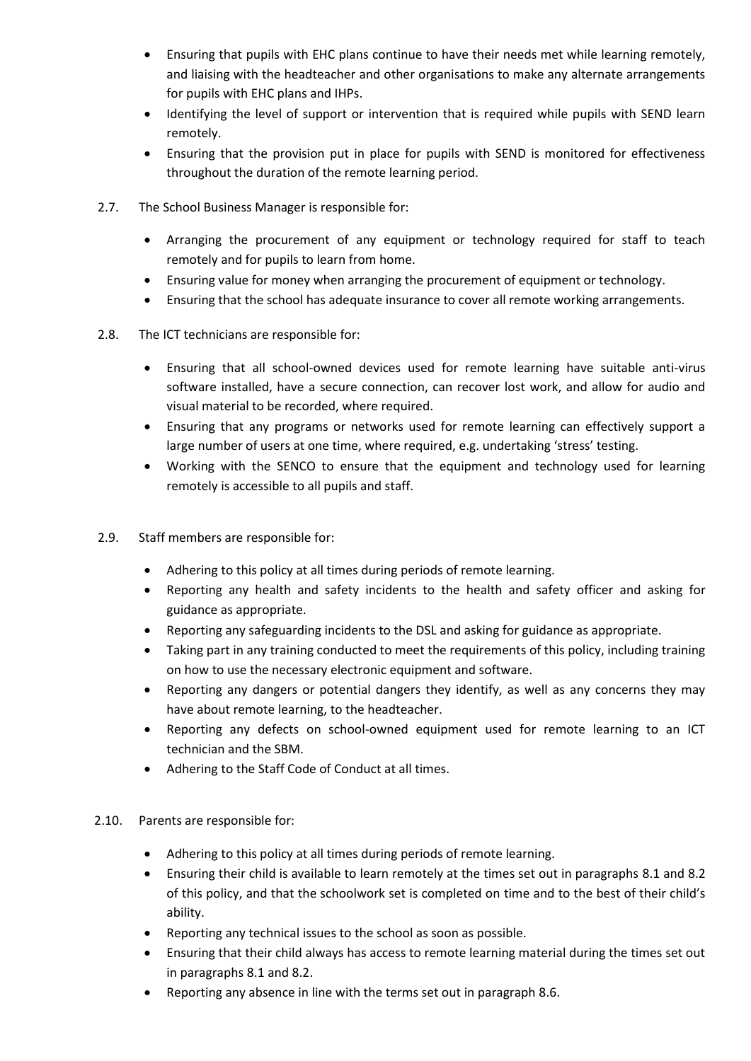- Ensuring that pupils with EHC plans continue to have their needs met while learning remotely, and liaising with the headteacher and other organisations to make any alternate arrangements for pupils with EHC plans and IHPs.
- Identifying the level of support or intervention that is required while pupils with SEND learn remotely.
- Ensuring that the provision put in place for pupils with SEND is monitored for effectiveness throughout the duration of the remote learning period.

2.7. The School Business Manager is responsible for:

- Arranging the procurement of any equipment or technology required for staff to teach remotely and for pupils to learn from home.
- Ensuring value for money when arranging the procurement of equipment or technology.
- Ensuring that the school has adequate insurance to cover all remote working arrangements.

2.8. The ICT technicians are responsible for:

- Ensuring that all school-owned devices used for remote learning have suitable anti-virus software installed, have a secure connection, can recover lost work, and allow for audio and visual material to be recorded, where required.
- Ensuring that any programs or networks used for remote learning can effectively support a large number of users at one time, where required, e.g. undertaking 'stress' testing.
- Working with the SENCO to ensure that the equipment and technology used for learning remotely is accessible to all pupils and staff.

2.9. Staff members are responsible for:

- Adhering to this policy at all times during periods of remote learning.
- Reporting any health and safety incidents to the health and safety officer and asking for guidance as appropriate.
- Reporting any safeguarding incidents to the DSL and asking for guidance as appropriate.
- Taking part in any training conducted to meet the requirements of this policy, including training on how to use the necessary electronic equipment and software.
- Reporting any dangers or potential dangers they identify, as well as any concerns they may have about remote learning, to the headteacher.
- Reporting any defects on school-owned equipment used for remote learning to an ICT technician and the SBM.
- Adhering to the Staff Code of Conduct at all times.

2.10. Parents are responsible for:

- Adhering to this policy at all times during periods of remote learning.
- Ensuring their child is available to learn remotely at the times set out in paragraphs 8.1 and 8.2 of this policy, and that the schoolwork set is completed on time and to the best of their child's ability.
- Reporting any technical issues to the school as soon as possible.
- Ensuring that their child always has access to remote learning material during the times set out in paragraphs 8.1 and 8.2.
- Reporting any absence in line with the terms set out in paragraph 8.6.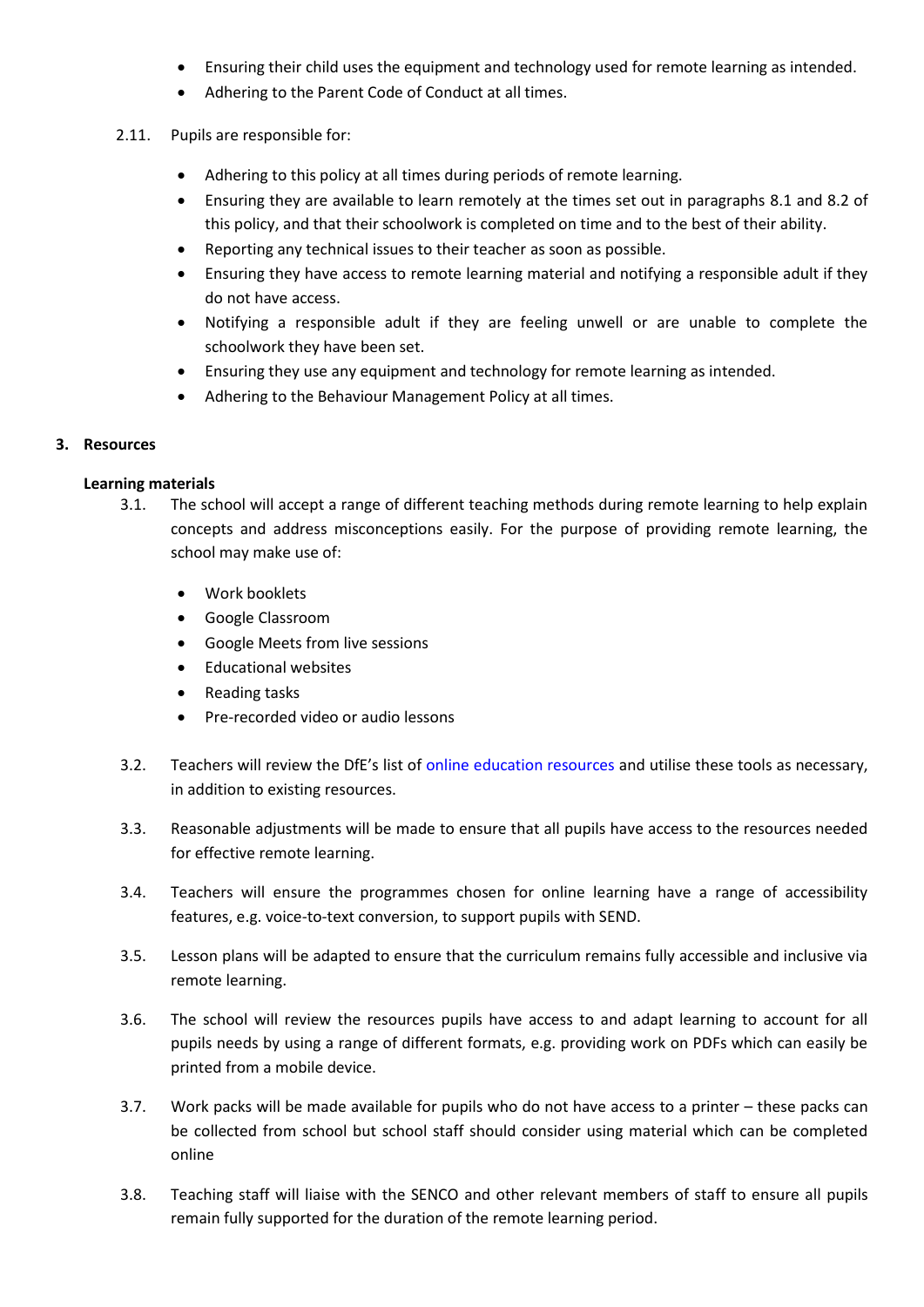- Ensuring their child uses the equipment and technology used for remote learning as intended.
- Adhering to the Parent Code of Conduct at all times.

2.11. Pupils are responsible for:

- Adhering to this policy at all times during periods of remote learning.
- Ensuring they are available to learn remotely at the times set out in paragraphs 8.1 and 8.2 of this policy, and that their schoolwork is completed on time and to the best of their ability.
- Reporting any technical issues to their teacher as soon as possible.
- Ensuring they have access to remote learning material and notifying a responsible adult if they do not have access.
- Notifying a responsible adult if they are feeling unwell or are unable to complete the schoolwork they have been set.
- Ensuring they use any equipment and technology for remote learning as intended.
- Adhering to the Behaviour Management Policy at all times.

## 3. Resources

### Learning materials

3.1. The school will accept a range of different teaching methods during remote learning to help explain concepts and address misconceptions easily. For the purpose of providing remote learning, the school may make use of:

- Work booklets
- Google Classroom
- Google Meets from live sessions
- Educational websites
- Reading tasks
- Pre-recorded video or audio lessons

3.2. Teachers will review the DfE's list of online education resources and utilise these tools as necessary, in addition to existing resources.

3.3. Reasonable adjustments will be made to ensure that all pupils have access to the resources needed for effective remote learning.

3.4. Teachers will ensure the programmes chosen for online learning have a range of accessibility features, e.g. voice-to-text conversion, to support pupils with SEND.

3.5. Lesson plans will be adapted to ensure that the curriculum remains fully accessible and inclusive via remote learning.

3.6. The school will review the resources pupils have access to and adapt learning to account for all pupils needs by using a range of different formats, e.g. providing work on PDFs which can easily be printed from a mobile device.

3.7. Work packs will be made available for pupils who do not have access to a printer – these packs can be collected from school but school staff should consider using material which can be completed online

3.8. Teaching staff will liaise with the SENCO and other relevant members of staff to ensure all pupils remain fully supported for the duration of the remote learning period.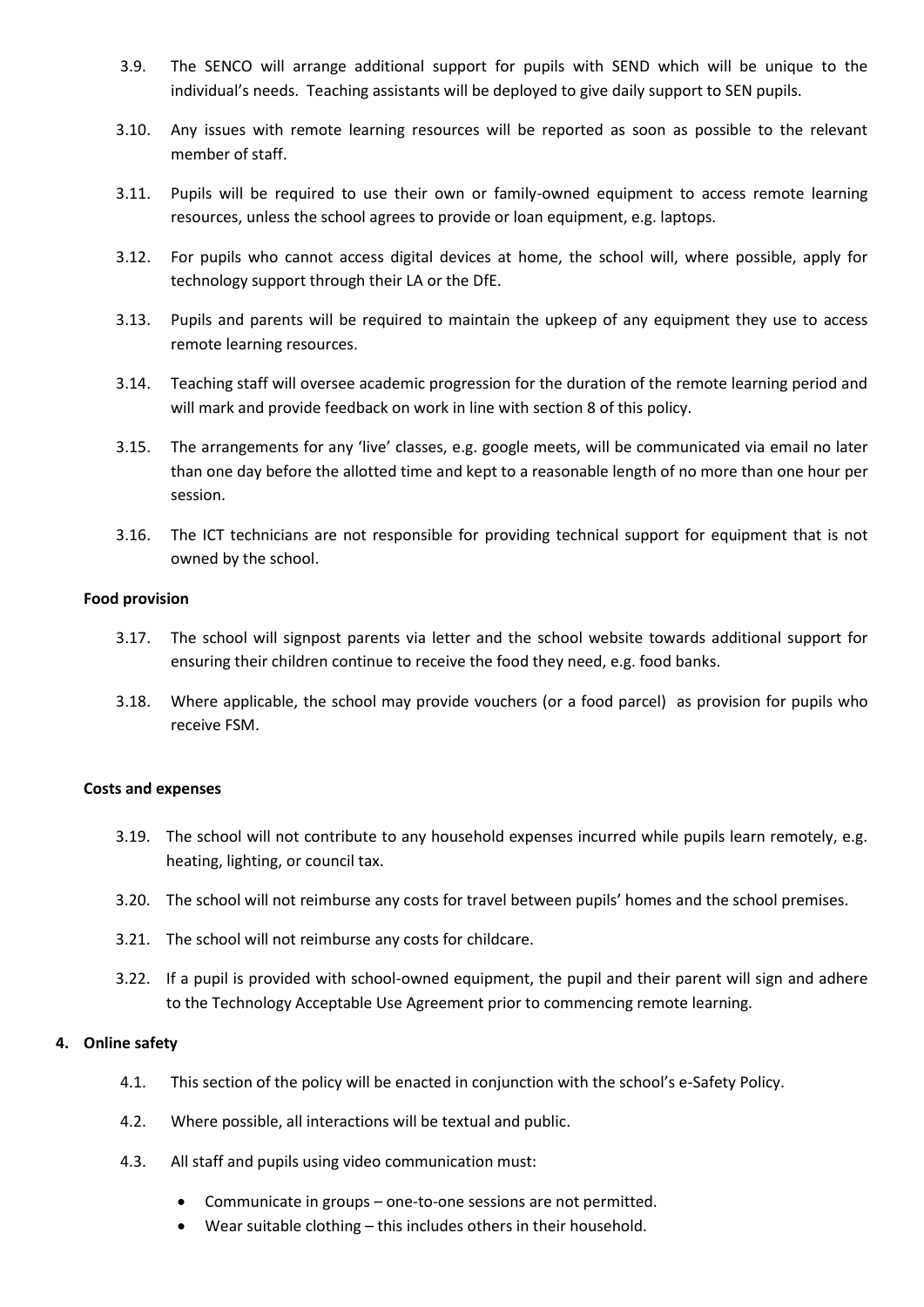3.9. The SENCO will arrange additional support for pupils with SEND which will be unique to the individual's needs. Teaching assistants will be deployed to give daily support to SEN pupils.

3.10. Any issues with remote learning resources will be reported as soon as possible to the relevant member of staff.

3.11. Pupils will be required to use their own or family-owned equipment to access remote learning resources, unless the school agrees to provide or loan equipment, e.g. laptops.

3.12. For pupils who cannot access digital devices at home, the school will, where possible, apply for technology support through their LA or the DfE.

3.13. Pupils and parents will be required to maintain the upkeep of any equipment they use to access remote learning resources.

3.14. Teaching staff will oversee academic progression for the duration of the remote learning period and will mark and provide feedback on work in line with section 8 of this policy.

3.15. The arrangements for any 'live' classes, e.g. google meets, will be communicated via email no later than one day before the allotted time and kept to a reasonable length of no more than one hour per session.

3.16. The ICT technicians are not responsible for providing technical support for equipment that is not owned by the school.

**Food provision**

3.17. The school will signpost parents via letter and the school website towards additional support for ensuring their children continue to receive the food they need, e.g. food banks.

3.18. Where applicable, the school may provide vouchers (or a food parcel) as provision for pupils who receive FSM.

**Costs and expenses**

3.19. The school will not contribute to any household expenses incurred while pupils learn remotely, e.g. heating, lighting, or council tax.

3.20. The school will not reimburse any costs for travel between pupils' homes and the school premises.

3.21. The school will not reimburse any costs for childcare.

3.22. If a pupil is provided with school-owned equipment, the pupil and their parent will sign and adhere to the Technology Acceptable Use Agreement prior to commencing remote learning.

## 4. Online safety

4.1. This section of the policy will be enacted in conjunction with the school's e-Safety Policy.

4.2. Where possible, all interactions will be textual and public.

4.3. All staff and pupils using video communication must:

- Communicate in groups – one-to-one sessions are not permitted.
- Wear suitable clothing – this includes others in their household.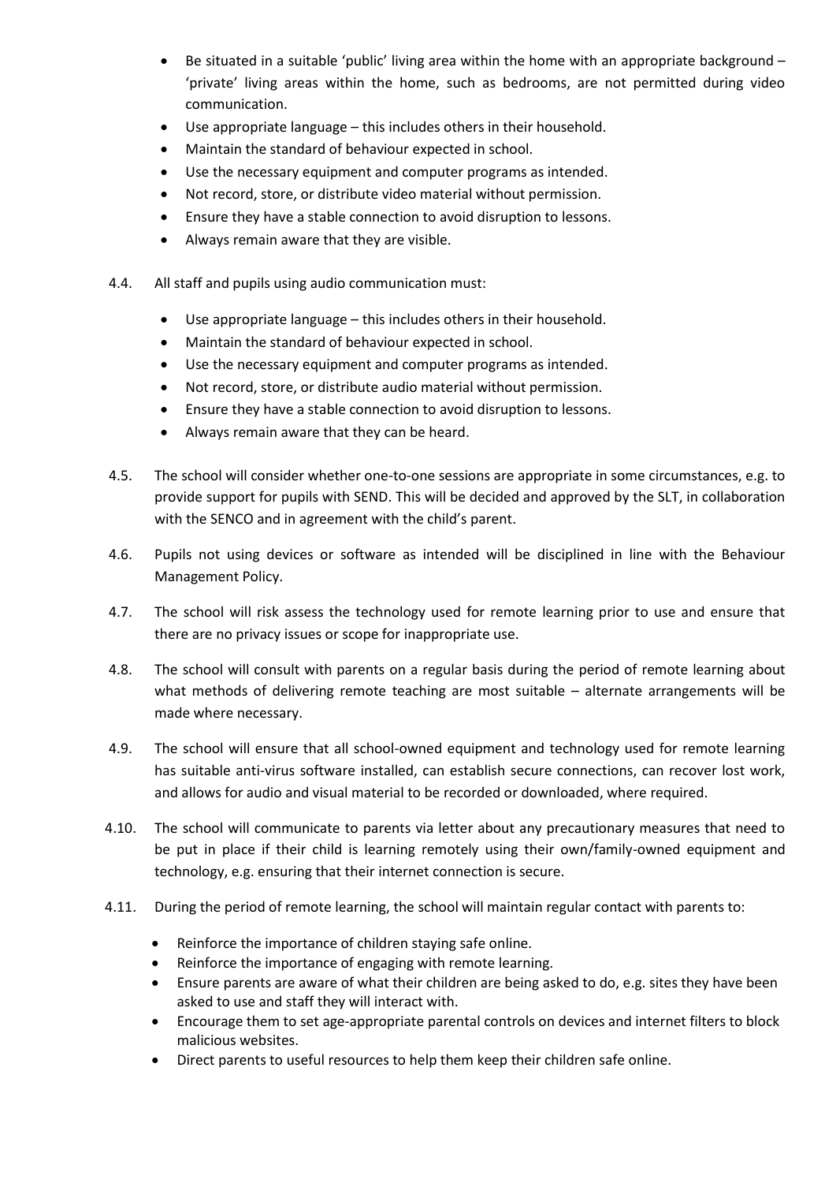- Be situated in a suitable 'public' living area within the home with an appropriate background – 'private' living areas within the home, such as bedrooms, are not permitted during video communication.
- Use appropriate language – this includes others in their household.
- Maintain the standard of behaviour expected in school.
- Use the necessary equipment and computer programs as intended.
- Not record, store, or distribute video material without permission.
- Ensure they have a stable connection to avoid disruption to lessons.
- Always remain aware that they are visible.

4.4. All staff and pupils using audio communication must:

- Use appropriate language – this includes others in their household.
- Maintain the standard of behaviour expected in school.
- Use the necessary equipment and computer programs as intended.
- Not record, store, or distribute audio material without permission.
- Ensure they have a stable connection to avoid disruption to lessons.
- Always remain aware that they can be heard.

4.5. The school will consider whether one-to-one sessions are appropriate in some circumstances, e.g. to provide support for pupils with SEND. This will be decided and approved by the SLT, in collaboration with the SENCO and in agreement with the child's parent.

4.6. Pupils not using devices or software as intended will be disciplined in line with the Behaviour Management Policy.

4.7. The school will risk assess the technology used for remote learning prior to use and ensure that there are no privacy issues or scope for inappropriate use.

4.8. The school will consult with parents on a regular basis during the period of remote learning about what methods of delivering remote teaching are most suitable – alternate arrangements will be made where necessary.

4.9. The school will ensure that all school-owned equipment and technology used for remote learning has suitable anti-virus software installed, can establish secure connections, can recover lost work, and allows for audio and visual material to be recorded or downloaded, where required.

4.10. The school will communicate to parents via letter about any precautionary measures that need to be put in place if their child is learning remotely using their own/family-owned equipment and technology, e.g. ensuring that their internet connection is secure.

4.11. During the period of remote learning, the school will maintain regular contact with parents to:

- Reinforce the importance of children staying safe online.
- Reinforce the importance of engaging with remote learning.
- Ensure parents are aware of what their children are being asked to do, e.g. sites they have been asked to use and staff they will interact with.
- Encourage them to set age-appropriate parental controls on devices and internet filters to block malicious websites.
- Direct parents to useful resources to help them keep their children safe online.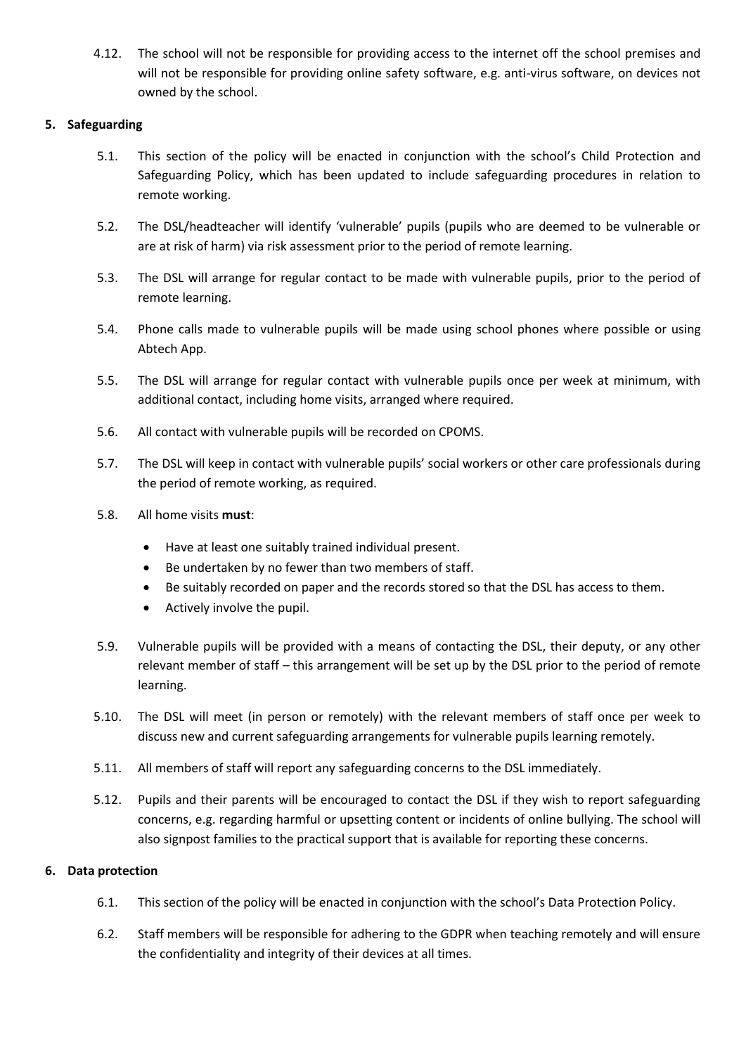4.12. The school will not be responsible for providing access to the internet off the school premises and will not be responsible for providing online safety software, e.g. anti-virus software, on devices not owned by the school.

## 5. Safeguarding

5.1. This section of the policy will be enacted in conjunction with the school's Child Protection and Safeguarding Policy, which has been updated to include safeguarding procedures in relation to remote working.

5.2. The DSL/headteacher will identify 'vulnerable' pupils (pupils who are deemed to be vulnerable or are at risk of harm) via risk assessment prior to the period of remote learning.

5.3. The DSL will arrange for regular contact to be made with vulnerable pupils, prior to the period of remote learning.

5.4. Phone calls made to vulnerable pupils will be made using school phones where possible or using Abtech App.

5.5. The DSL will arrange for regular contact with vulnerable pupils once per week at minimum, with additional contact, including home visits, arranged where required.

5.6. All contact with vulnerable pupils will be recorded on CPOMS.

5.7. The DSL will keep in contact with vulnerable pupils' social workers or other care professionals during the period of remote working, as required.

5.8. All home visits **must**:

- Have at least one suitably trained individual present.
- Be undertaken by no fewer than two members of staff.
- Be suitably recorded on paper and the records stored so that the DSL has access to them.
- Actively involve the pupil.

5.9. Vulnerable pupils will be provided with a means of contacting the DSL, their deputy, or any other relevant member of staff – this arrangement will be set up by the DSL prior to the period of remote learning.

5.10. The DSL will meet (in person or remotely) with the relevant members of staff once per week to discuss new and current safeguarding arrangements for vulnerable pupils learning remotely.

5.11. All members of staff will report any safeguarding concerns to the DSL immediately.

5.12. Pupils and their parents will be encouraged to contact the DSL if they wish to report safeguarding concerns, e.g. regarding harmful or upsetting content or incidents of online bullying. The school will also signpost families to the practical support that is available for reporting these concerns.

## 6. Data protection

6.1. This section of the policy will be enacted in conjunction with the school's Data Protection Policy.

6.2. Staff members will be responsible for adhering to the GDPR when teaching remotely and will ensure the confidentiality and integrity of their devices at all times.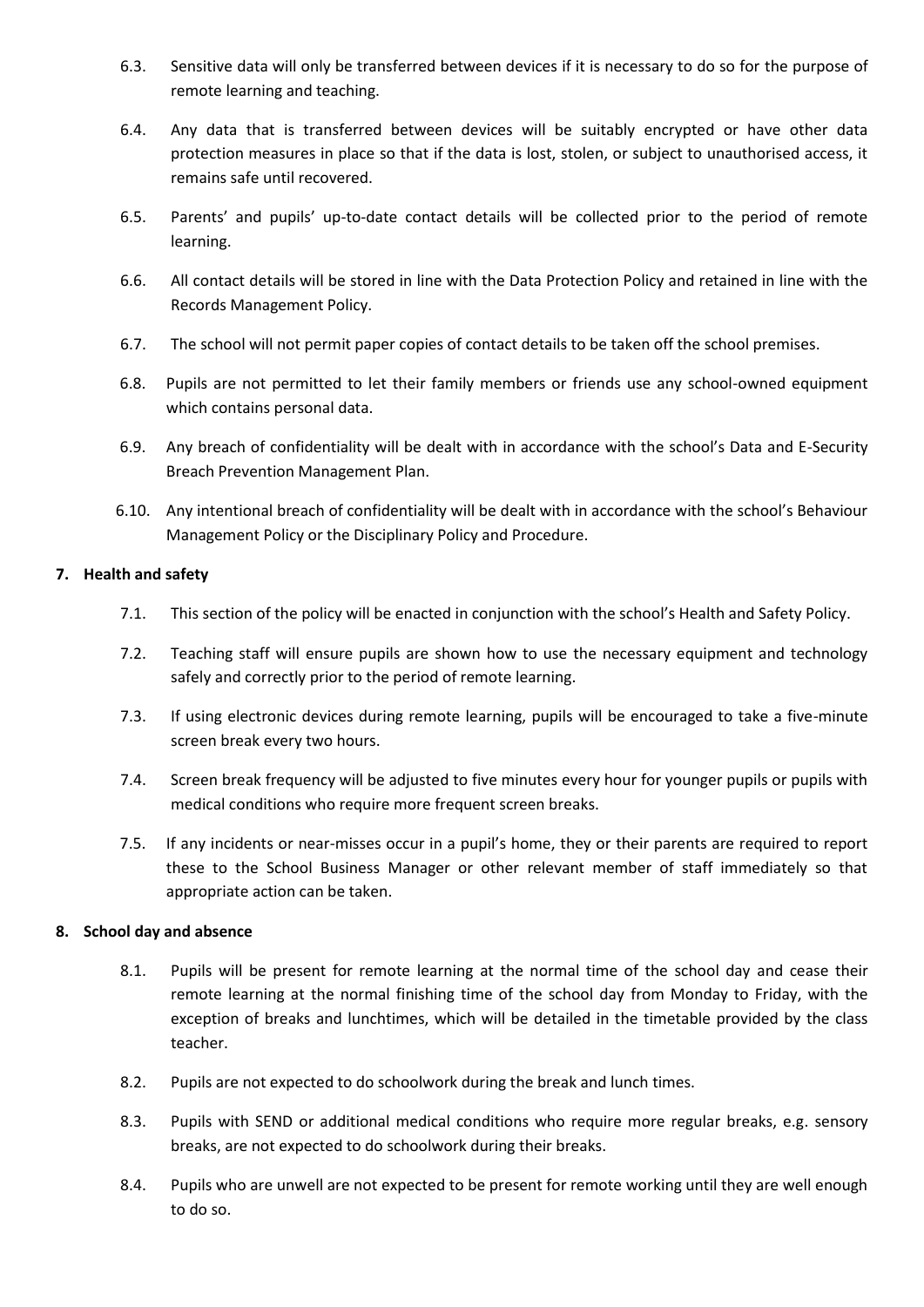6.3. Sensitive data will only be transferred between devices if it is necessary to do so for the purpose of remote learning and teaching.

6.4. Any data that is transferred between devices will be suitably encrypted or have other data protection measures in place so that if the data is lost, stolen, or subject to unauthorised access, it remains safe until recovered.

6.5. Parents' and pupils' up-to-date contact details will be collected prior to the period of remote learning.

6.6. All contact details will be stored in line with the Data Protection Policy and retained in line with the Records Management Policy.

6.7. The school will not permit paper copies of contact details to be taken off the school premises.

6.8. Pupils are not permitted to let their family members or friends use any school-owned equipment which contains personal data.

6.9. Any breach of confidentiality will be dealt with in accordance with the school's Data and E-Security Breach Prevention Management Plan.

6.10. Any intentional breach of confidentiality will be dealt with in accordance with the school's Behaviour Management Policy or the Disciplinary Policy and Procedure.

## 7. Health and safety

7.1. This section of the policy will be enacted in conjunction with the school's Health and Safety Policy.

7.2. Teaching staff will ensure pupils are shown how to use the necessary equipment and technology safely and correctly prior to the period of remote learning.

7.3. If using electronic devices during remote learning, pupils will be encouraged to take a five-minute screen break every two hours.

7.4. Screen break frequency will be adjusted to five minutes every hour for younger pupils or pupils with medical conditions who require more frequent screen breaks.

7.5. If any incidents or near-misses occur in a pupil's home, they or their parents are required to report these to the School Business Manager or other relevant member of staff immediately so that appropriate action can be taken.

## 8. School day and absence

8.1. Pupils will be present for remote learning at the normal time of the school day and cease their remote learning at the normal finishing time of the school day from Monday to Friday, with the exception of breaks and lunchtimes, which will be detailed in the timetable provided by the class teacher.

8.2. Pupils are not expected to do schoolwork during the break and lunch times.

8.3. Pupils with SEND or additional medical conditions who require more regular breaks, e.g. sensory breaks, are not expected to do schoolwork during their breaks.

8.4. Pupils who are unwell are not expected to be present for remote working until they are well enough to do so.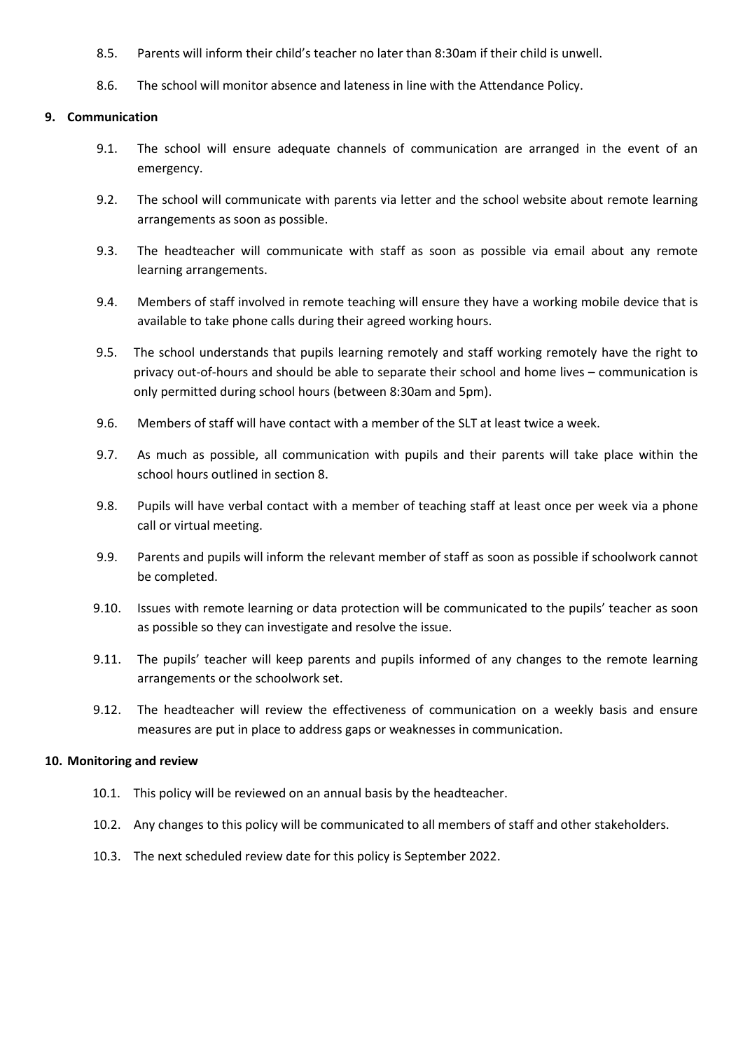8.5. Parents will inform their child's teacher no later than 8:30am if their child is unwell.

8.6. The school will monitor absence and lateness in line with the Attendance Policy.

## 9. Communication

9.1. The school will ensure adequate channels of communication are arranged in the event of an emergency.

9.2. The school will communicate with parents via letter and the school website about remote learning arrangements as soon as possible.

9.3. The headteacher will communicate with staff as soon as possible via email about any remote learning arrangements.

9.4. Members of staff involved in remote teaching will ensure they have a working mobile device that is available to take phone calls during their agreed working hours.

9.5. The school understands that pupils learning remotely and staff working remotely have the right to privacy out-of-hours and should be able to separate their school and home lives – communication is only permitted during school hours (between 8:30am and 5pm).

9.6. Members of staff will have contact with a member of the SLT at least twice a week.

9.7. As much as possible, all communication with pupils and their parents will take place within the school hours outlined in section 8.

9.8. Pupils will have verbal contact with a member of teaching staff at least once per week via a phone call or virtual meeting.

9.9. Parents and pupils will inform the relevant member of staff as soon as possible if schoolwork cannot be completed.

9.10. Issues with remote learning or data protection will be communicated to the pupils' teacher as soon as possible so they can investigate and resolve the issue.

9.11. The pupils' teacher will keep parents and pupils informed of any changes to the remote learning arrangements or the schoolwork set.

9.12. The headteacher will review the effectiveness of communication on a weekly basis and ensure measures are put in place to address gaps or weaknesses in communication.

## 10. Monitoring and review

10.1. This policy will be reviewed on an annual basis by the headteacher.

10.2. Any changes to this policy will be communicated to all members of staff and other stakeholders.

10.3. The next scheduled review date for this policy is September 2022.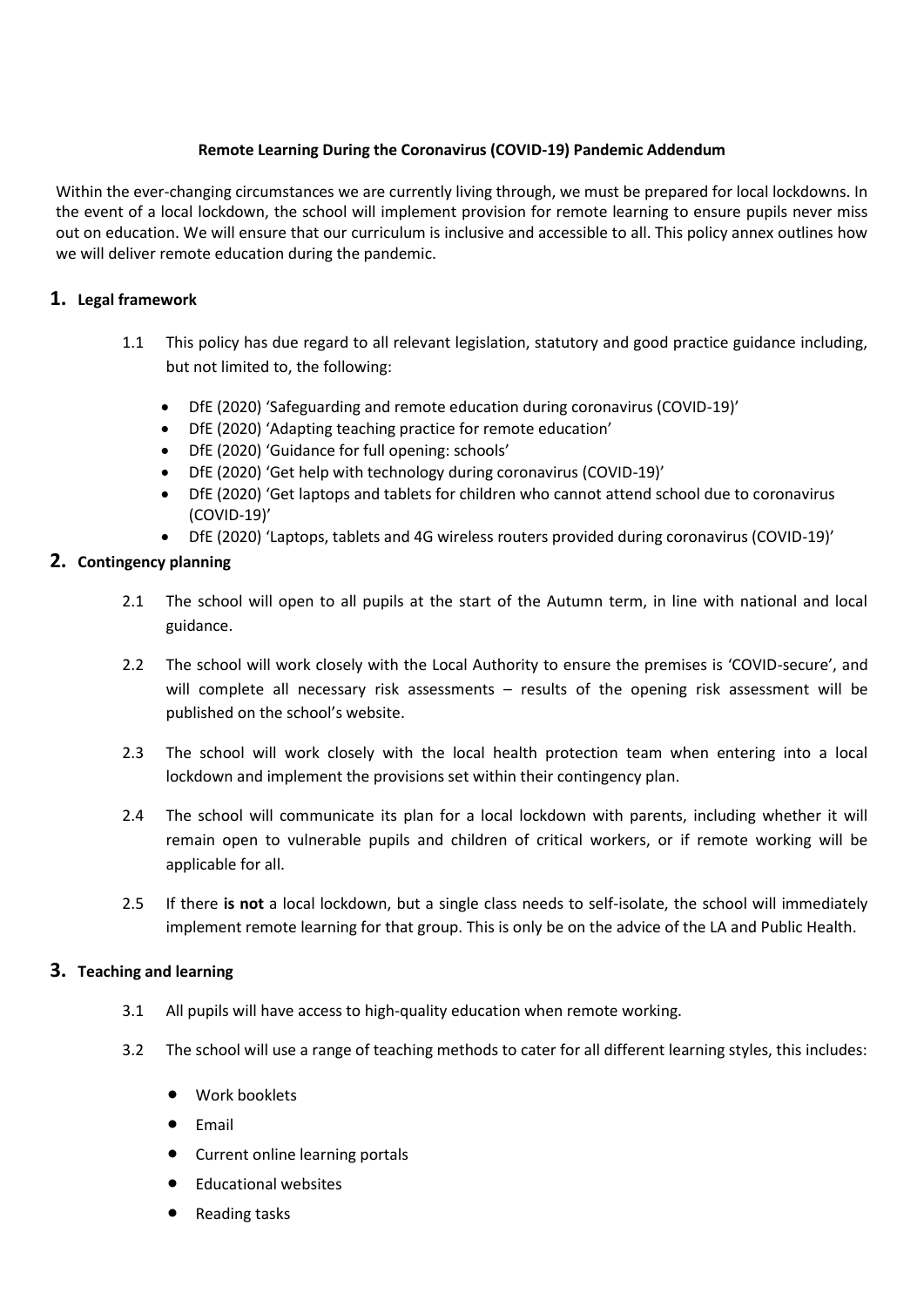**Remote Learning During the Coronavirus (COVID-19) Pandemic Addendum**

Within the ever-changing circumstances we are currently living through, we must be prepared for local lockdowns. In the event of a local lockdown, the school will implement provision for remote learning to ensure pupils never miss out on education. We will ensure that our curriculum is inclusive and accessible to all. This policy annex outlines how we will deliver remote education during the pandemic.

## 1. Legal framework

1.1 This policy has due regard to all relevant legislation, statutory and good practice guidance including, but not limited to, the following:

- DfE (2020) 'Safeguarding and remote education during coronavirus (COVID-19)'
- DfE (2020) 'Adapting teaching practice for remote education'
- DfE (2020) 'Guidance for full opening: schools'
- DfE (2020) 'Get help with technology during coronavirus (COVID-19)'
- DfE (2020) 'Get laptops and tablets for children who cannot attend school due to coronavirus (COVID-19)'
- DfE (2020) 'Laptops, tablets and 4G wireless routers provided during coronavirus (COVID-19)'

## 2. Contingency planning

2.1 The school will open to all pupils at the start of the Autumn term, in line with national and local guidance.

2.2 The school will work closely with the Local Authority to ensure the premises is 'COVID-secure', and will complete all necessary risk assessments – results of the opening risk assessment will be published on the school's website.

2.3 The school will work closely with the local health protection team when entering into a local lockdown and implement the provisions set within their contingency plan.

2.4 The school will communicate its plan for a local lockdown with parents, including whether it will remain open to vulnerable pupils and children of critical workers, or if remote working will be applicable for all.

2.5 If there **is not** a local lockdown, but a single class needs to self-isolate, the school will immediately implement remote learning for that group. This is only be on the advice of the LA and Public Health.

## 3. Teaching and learning

3.1 All pupils will have access to high-quality education when remote working.

3.2 The school will use a range of teaching methods to cater for all different learning styles, this includes:

- Work booklets
- Email
- Current online learning portals
- Educational websites
- Reading tasks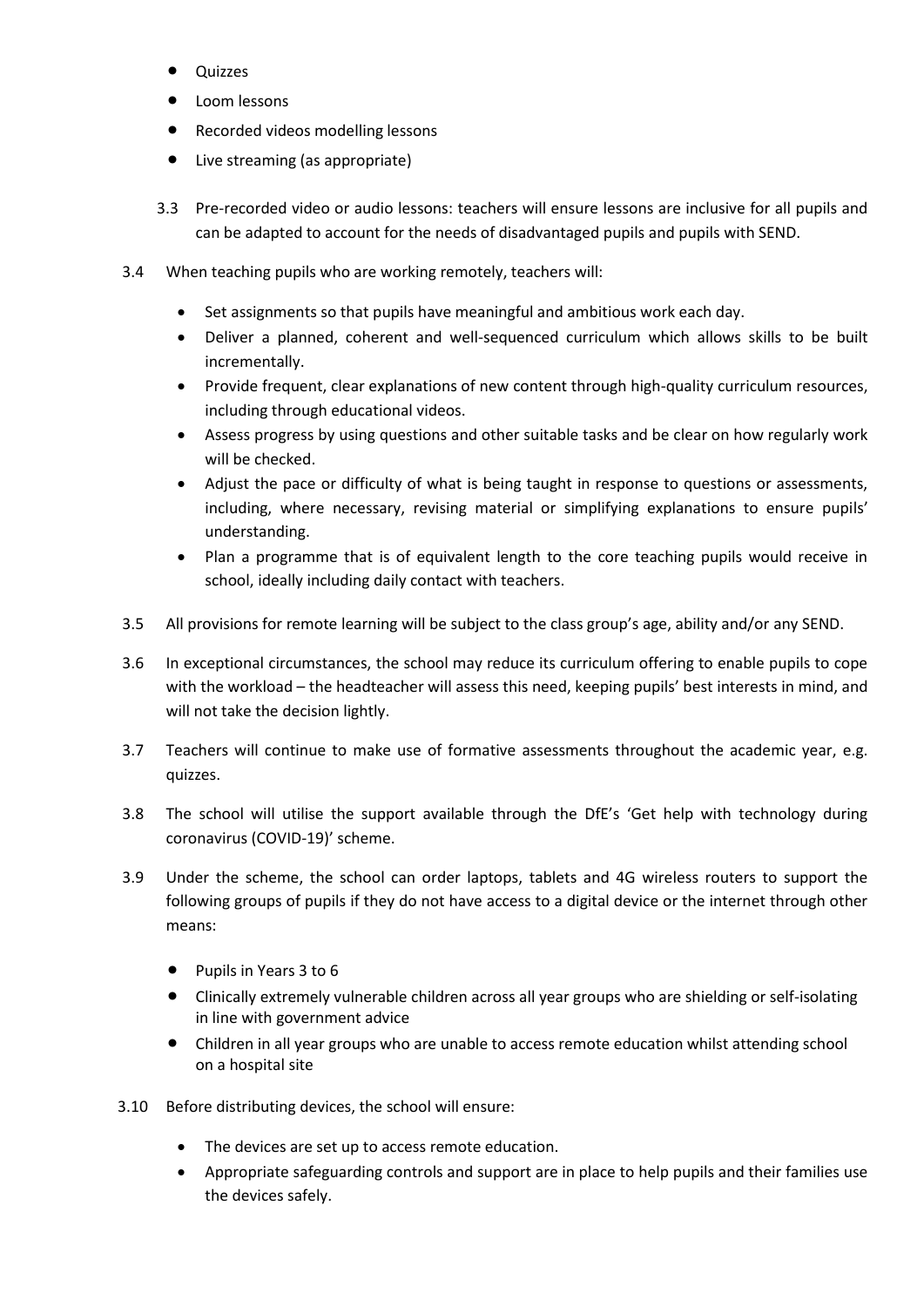- Quizzes
- Loom lessons
- Recorded videos modelling lessons
- Live streaming (as appropriate)

3.3 Pre-recorded video or audio lessons: teachers will ensure lessons are inclusive for all pupils and can be adapted to account for the needs of disadvantaged pupils and pupils with SEND.

3.4 When teaching pupils who are working remotely, teachers will:

- Set assignments so that pupils have meaningful and ambitious work each day.
- Deliver a planned, coherent and well-sequenced curriculum which allows skills to be built incrementally.
- Provide frequent, clear explanations of new content through high-quality curriculum resources, including through educational videos.
- Assess progress by using questions and other suitable tasks and be clear on how regularly work will be checked.
- Adjust the pace or difficulty of what is being taught in response to questions or assessments, including, where necessary, revising material or simplifying explanations to ensure pupils' understanding.
- Plan a programme that is of equivalent length to the core teaching pupils would receive in school, ideally including daily contact with teachers.

3.5 All provisions for remote learning will be subject to the class group's age, ability and/or any SEND.

3.6 In exceptional circumstances, the school may reduce its curriculum offering to enable pupils to cope with the workload – the headteacher will assess this need, keeping pupils' best interests in mind, and will not take the decision lightly.

3.7 Teachers will continue to make use of formative assessments throughout the academic year, e.g. quizzes.

3.8 The school will utilise the support available through the DfE's 'Get help with technology during coronavirus (COVID-19)' scheme.

3.9 Under the scheme, the school can order laptops, tablets and 4G wireless routers to support the following groups of pupils if they do not have access to a digital device or the internet through other means:

- Pupils in Years 3 to 6
- Clinically extremely vulnerable children across all year groups who are shielding or self-isolating in line with government advice
- Children in all year groups who are unable to access remote education whilst attending school on a hospital site

3.10 Before distributing devices, the school will ensure:

- The devices are set up to access remote education.
- Appropriate safeguarding controls and support are in place to help pupils and their families use the devices safely.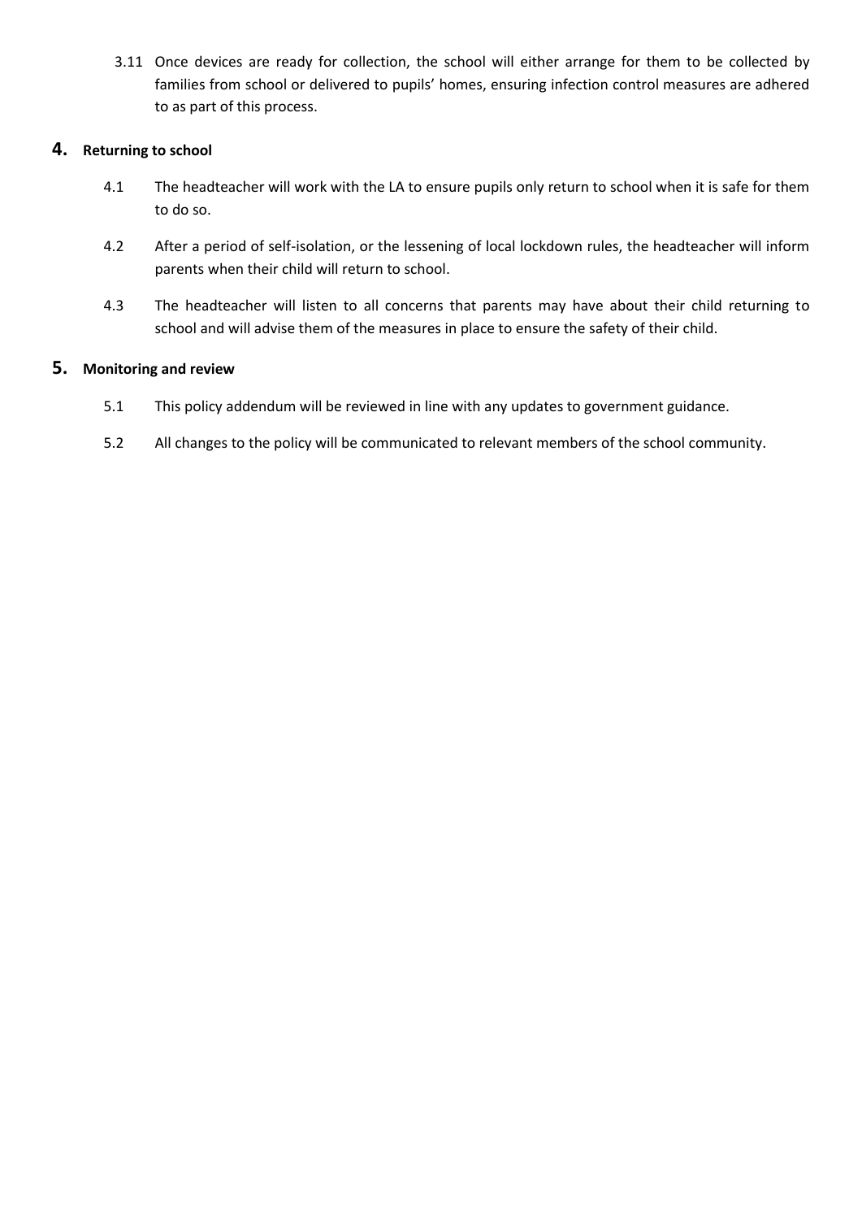3.11 Once devices are ready for collection, the school will either arrange for them to be collected by families from school or delivered to pupils' homes, ensuring infection control measures are adhered to as part of this process.

## 4. Returning to school

4.1 The headteacher will work with the LA to ensure pupils only return to school when it is safe for them to do so.

4.2 After a period of self-isolation, or the lessening of local lockdown rules, the headteacher will inform parents when their child will return to school.

4.3 The headteacher will listen to all concerns that parents may have about their child returning to school and will advise them of the measures in place to ensure the safety of their child.

## 5. Monitoring and review

5.1 This policy addendum will be reviewed in line with any updates to government guidance.

5.2 All changes to the policy will be communicated to relevant members of the school community.